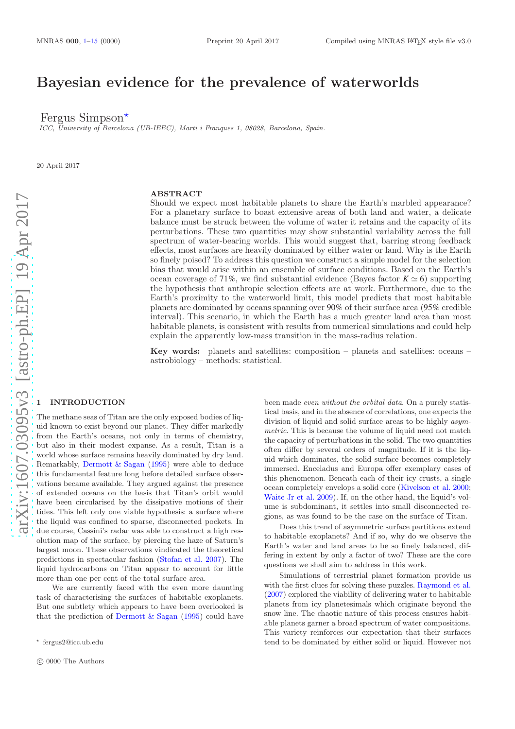# Bayesian evidence for the prevalence of waterworlds

Fergus Simpson*

*ICC, University of Barcelona (UB-IEEC), Marti i Franques 1, 08028, Barcelona, Spain.*

20 April 2017

## ABSTRACT

Should we expect most habitable planets to share the Earth's marbled appearance? For a planetary surface to boast extensive areas of both land and water, a delicate balance must be struck between the volume of water it retains and the capacity of its perturbations. These two quantities may show substantial variability across the full spectrum of water-bearing worlds. This would suggest that, barring strong feedback effects, most surfaces are heavily dominated by either water or land. Why is the Earth so finely poised? To address this question we construct a simple model for the selection bias that would arise within an ensemble of surface conditions. Based on the Earth's ocean coverage of 71%, we find substantial evidence (Bayes factor $K \simeq 6$) supporting the hypothesis that anthropic selection effects are at work. Furthermore, due to the Earth's proximity to the waterworld limit, this model predicts that most habitable planets are dominated by oceans spanning over 90% of their surface area (95% credible interval). This scenario, in which the Earth has a much greater land area than most habitable planets, is consistent with results from numerical simulations and could help explain the apparently low-mass transition in the mass-radius relation.

**Key words:** planets and satellites: composition – planets and satellites: oceans – astrobiology – methods: statistical.

## 1 INTRODUCTION

The methane seas of Titan are the only exposed bodies of liquid known to exist beyond our planet. They differ markedly from the Earth's oceans, not only in terms of chemistry, but also in their modest expanse. As a result, Titan is a world whose surface remains heavily dominated by dry land. Remarkably, Dermott & Sagan (1995) were able to deduce this fundamental feature long before detailed surface observations became available. They argued against the presence of extended oceans on the basis that Titan's orbit would have been circularised by the dissipative motions of their tides. This left only one viable hypothesis: a surface where the liquid was confined to sparse, disconnected pockets. In due course, Cassini's radar was able to construct a high resolution map of the surface, by piercing the haze of Saturn's largest moon. These observations vindicated the theoretical predictions in spectacular fashion (Stofan et al. 2007). The liquid hydrocarbons on Titan appear to account for little more than one per cent of the total surface area.

We are currently faced with the even more daunting task of characterising the surfaces of habitable exoplanets. But one subtlety which appears to have been overlooked is that the prediction of Dermott & Sagan (1995) could have been made *even without the orbital data*. On a purely statistical basis, and in the absence of correlations, one expects the division of liquid and solid surface areas to be highly *asymmetric*. This is because the volume of liquid need not match the capacity of perturbations in the solid. The two quantities often differ by several orders of magnitude. If it is the liquid which dominates, the solid surface becomes completely immersed. Enceladus and Europa offer exemplary cases of this phenomenon. Beneath each of their icy crusts, a single ocean completely envelops a solid core (Kivelson et al. 2000; Waite Jr et al. 2009). If, on the other hand, the liquid's volume is subdominant, it settles into small disconnected regions, as was found to be the case on the surface of Titan.

Does this trend of asymmetric surface partitions extend to habitable exoplanets? And if so, why do we observe the Earth's water and land areas to be so finely balanced, differing in extent by only a factor of two? These are the core questions we shall aim to address in this work.

Simulations of terrestrial planet formation provide us with the first clues for solving these puzzles. Raymond et al. (2007) explored the viability of delivering water to habitable planets from icy planetesimals which originate beyond the snow line. The chaotic nature of this process ensures habitable planets garner a broad spectrum of water compositions. This variety reinforces our expectation that their surfaces tend to be dominated by either solid or liquid. However not

* fergus2@icc.ub.edu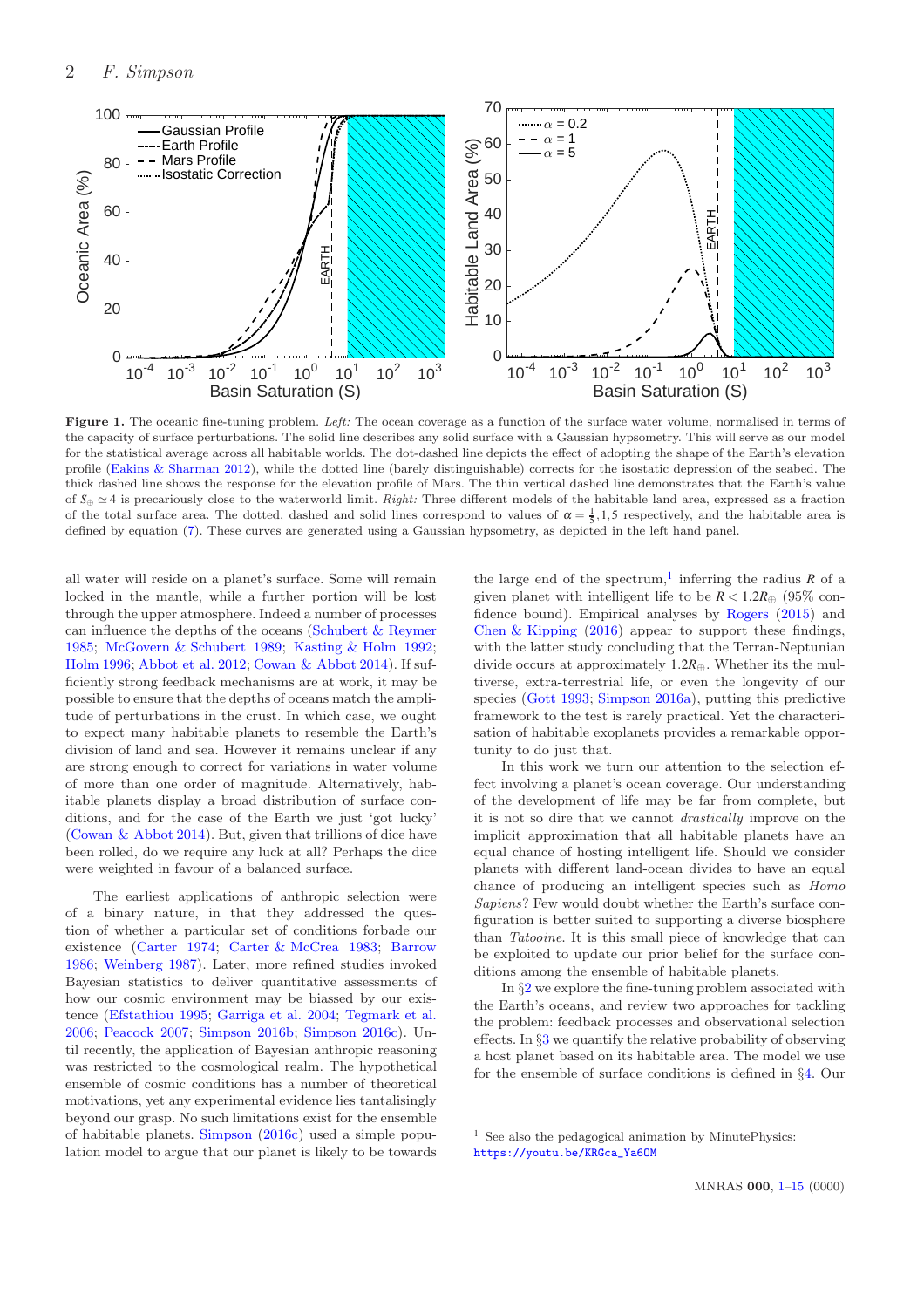**Figure 1.** The oceanic fine-tuning problem. *Left:* The ocean coverage as a function of the surface water volume, normalised in terms of the capacity of surface perturbations. The solid line describes any solid surface with a Gaussian hypsometry. This will serve as our model for the statistical average across all habitable worlds. The dot-dashed line depicts the effect of adopting the shape of the Earth's elevation profile (Eakins & Sharman 2012), while the dotted line (barely distinguishable) corrects for the isostatic depression of the seabed. The thick dashed line shows the response for the elevation profile of Mars. The thin vertical dashed line demonstrates that the Earth's value of $S_\oplus \simeq 4$ is precariously close to the waterworld limit. *Right:* Three different models of the habitable land area, expressed as a fraction of the total surface area. The dotted, dashed and solid lines correspond to values of $\alpha = \frac{1}{5}, 1, 5$ respectively, and the habitable area is defined by equation (7). These curves are generated using a Gaussian hypsometry, as depicted in the left hand panel.

all water will reside on a planet's surface. Some will remain locked in the mantle, while a further portion will be lost through the upper atmosphere. Indeed a number of processes can influence the depths of the oceans (Schubert & Reymer 1985; McGovern & Schubert 1989; Kasting & Holm 1992; Holm 1996; Abbot et al. 2012; Cowan & Abbot 2014). If sufficiently strong feedback mechanisms are at work, it may be possible to ensure that the depths of oceans match the amplitude of perturbations in the crust. In which case, we ought to expect many habitable planets to resemble the Earth's division of land and sea. However it remains unclear if any are strong enough to correct for variations in water volume of more than one order of magnitude. Alternatively, habitable planets display a broad distribution of surface conditions, and for the case of the Earth we just 'got lucky' (Cowan & Abbot 2014). But, given that trillions of dice have been rolled, do we require any luck at all? Perhaps the dice were weighted in favour of a balanced surface.

The earliest applications of anthropic selection were of a binary nature, in that they addressed the question of whether a particular set of conditions forbade our existence (Carter 1974; Carter & McCrea 1983; Barrow 1986; Weinberg 1987). Later, more refined studies invoked Bayesian statistics to deliver quantitative assessments of how our cosmic environment may be biassed by our existence (Efstathiou 1995; Garriga et al. 2004; Tegmark et al. 2006; Peacock 2007; Simpson 2016b; Simpson 2016c). Until recently, the application of Bayesian anthropic reasoning was restricted to the cosmological realm. The hypothetical ensemble of cosmic conditions has a number of theoretical motivations, yet any experimental evidence lies tantalisingly beyond our grasp. No such limitations exist for the ensemble of habitable planets. Simpson (2016c) used a simple population model to argue that our planet is likely to be towards the large end of the spectrum,[1] inferring the radius $R$ of a given planet with intelligent life to be $R < 1.2 R_\oplus$ (95% confidence bound). Empirical analyses by Rogers (2015) and Chen & Kipping (2016) appear to support these findings, with the latter study concluding that the Terran-Neptunian divide occurs at approximately $1.2 R_\oplus$. Whether its the multiverse, extra-terrestrial life, or even the longevity of our species (Gott 1993; Simpson 2016a), putting this predictive framework to the test is rarely practical. Yet the characterisation of habitable exoplanets provides a remarkable opportunity to do just that.

In this work we turn our attention to the selection effect involving a planet's ocean coverage. Our understanding of the development of life may be far from complete, but it is not so dire that we cannot *drastically* improve on the implicit approximation that all habitable planets have an equal chance of hosting intelligent life. Should we consider planets with different land-ocean divides to have an equal chance of producing an intelligent species such as *Homo Sapiens*? Few would doubt whether the Earth's surface configuration is better suited to supporting a diverse biosphere than *Tatooine*. It is this small piece of knowledge that can be exploited to update our prior belief for the surface conditions among the ensemble of habitable planets.

In §2 we explore the fine-tuning problem associated with the Earth's oceans, and review two approaches for tackling the problem: feedback processes and observational selection effects. In §3 we quantify the relative probability of observing a host planet based on its habitable area. The model we use for the ensemble of surface conditions is defined in §4. Our

[1] See also the pedagogical animation by MinutePhysics: https://youtu.be/KRGca_Ya6OM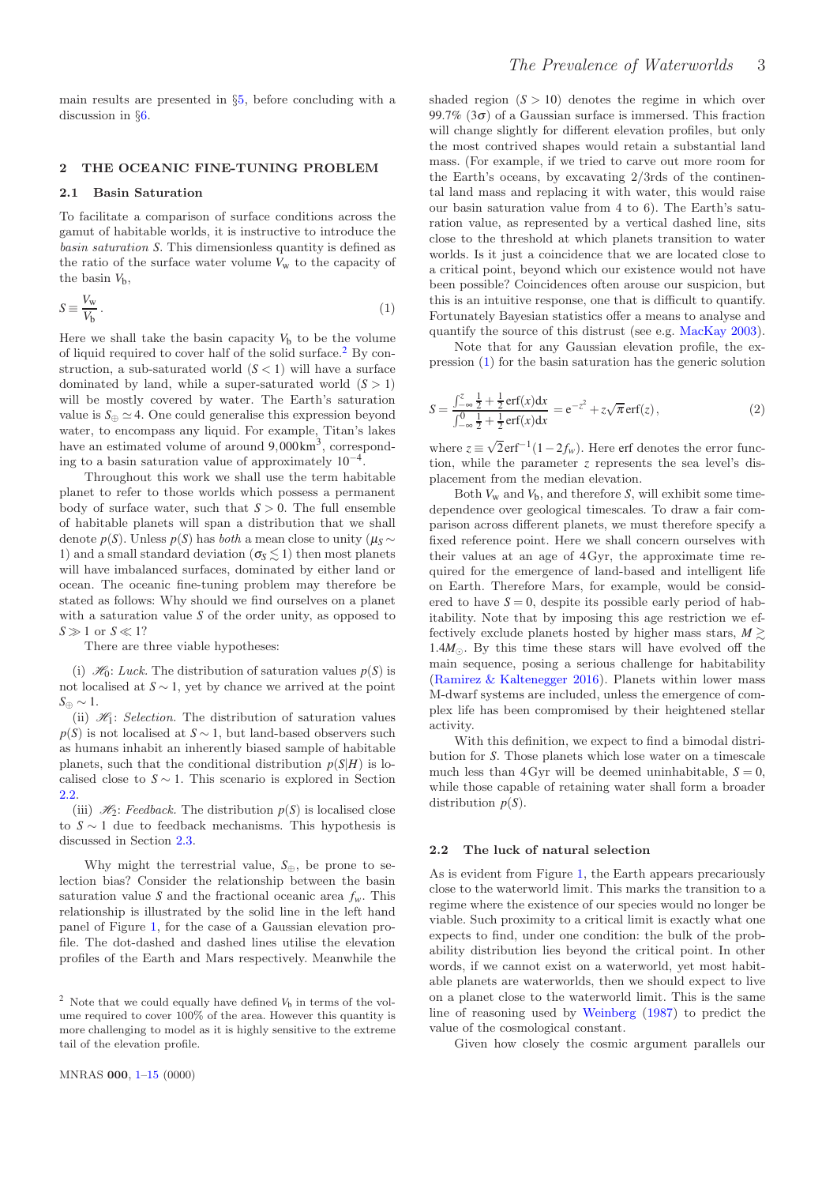main results are presented in §5, before concluding with a discussion in §6.

## 2 THE OCEANIC FINE-TUNING PROBLEM

### 2.1 Basin Saturation

To facilitate a comparison of surface conditions across the gamut of habitable worlds, it is instructive to introduce the *basin saturation* $S$. This dimensionless quantity is defined as the ratio of the surface water volume $V_w$ to the capacity of the basin $V_b$,

$$S \equiv \frac{V_w}{V_b} \, . \tag{1}$$

Here we shall take the basin capacity $V_b$ to be the volume of liquid required to cover half of the solid surface.[2] By construction, a sub-saturated world ($S < 1$) will have a surface dominated by land, while a super-saturated world ($S > 1$) will be mostly covered by water. The Earth's saturation value is $S_\oplus \simeq 4$. One could generalise this expression beyond water, to encompass any liquid. For example, Titan's lakes have an estimated volume of around $9{,}000\mathrm{km}^3$, corresponding to a basin saturation value of approximately $10^{-4}$.

Throughout this work we shall use the term habitable planet to refer to those worlds which possess a permanent body of surface water, such that $S > 0$. The full ensemble of habitable planets will span a distribution that we shall denote $p(S)$. Unless $p(S)$ has *both* a mean close to unity ($\mu_S \sim 1$) and a small standard deviation ($\sigma_S \lesssim 1$) then most planets will have imbalanced surfaces, dominated by either land or ocean. The oceanic fine-tuning problem may therefore be stated as follows: Why should we find ourselves on a planet with a saturation value $S$ of the order unity, as opposed to $S \gg 1$ or $S \ll 1$?

There are three viable hypotheses:

(i) $\mathscr{H}_0$: *Luck.* The distribution of saturation values $p(S)$ is not localised at $S \sim 1$, yet by chance we arrived at the point $S_\oplus \sim 1$.

(ii) $\mathscr{H}_1$: *Selection.* The distribution of saturation values $p(S)$ is not localised at $S \sim 1$, but land-based observers such as humans inhabit an inherently biased sample of habitable planets, such that the conditional distribution $p(S|H)$ is localised close to $S \sim 1$. This scenario is explored in Section 2.2.

(iii) $\mathscr{H}_2$: *Feedback.* The distribution $p(S)$ is localised close to $S \sim 1$ due to feedback mechanisms. This hypothesis is discussed in Section 2.3.

Why might the terrestrial value, $S_\oplus$, be prone to selection bias? Consider the relationship between the basin saturation value $S$ and the fractional oceanic area $f_w$. This relationship is illustrated by the solid line in the left hand panel of Figure 1, for the case of a Gaussian elevation profile. The dot-dashed and dashed lines utilise the elevation profiles of the Earth and Mars respectively. Meanwhile the shaded region ($S > 10$) denotes the regime in which over 99.7% ($3\sigma$) of a Gaussian surface is immersed. This fraction will change slightly for different elevation profiles, but only the most contrived shapes would retain a substantial land mass. (For example, if we tried to carve out more room for the Earth's oceans, by excavating 2/3rds of the continental land mass and replacing it with water, this would raise our basin saturation value from 4 to 6). The Earth's saturation value, as represented by a vertical dashed line, sits close to the threshold at which planets transition to water worlds. Is it just a coincidence that we are located close to a critical point, beyond which our existence would not have been possible? Coincidences often arouse our suspicion, but this is an intuitive response, one that is difficult to quantify. Fortunately Bayesian statistics offer a means to analyse and quantify the source of this distrust (see e.g. MacKay 2003).

Note that for any Gaussian elevation profile, the expression (1) for the basin saturation has the generic solution

$$S = \frac{\int_{-\infty}^{z} \frac{1}{2} + \frac{1}{2}\mathrm{erf}(x)\mathrm{d}x}{\int_{-\infty}^{0} \frac{1}{2} + \frac{1}{2}\mathrm{erf}(x)\mathrm{d}x} = \mathrm{e}^{-z^2} + z\sqrt{\pi}\,\mathrm{erf}(z) \, , \tag{2}$$

where $z \equiv \sqrt{2}\mathrm{erf}^{-1}(1 - 2f_w)$. Here erf denotes the error function, while the parameter $z$ represents the sea level's displacement from the median elevation.

Both $V_w$ and $V_b$, and therefore $S$, will exhibit some time-dependence over geological timescales. To draw a fair comparison across different planets, we must therefore specify a fixed reference point. Here we shall concern ourselves with their values at an age of 4 Gyr, the approximate time required for the emergence of land-based and intelligent life on Earth. Therefore Mars, for example, would be considered to have $S = 0$, despite its possible early period of habitability. Note that by imposing this age restriction we effectively exclude planets hosted by higher mass stars, $M \gtrsim 1.4 M_\odot$. By this time these stars will have evolved off the main sequence, posing a serious challenge for habitability (Ramirez & Kaltenegger 2016). Planets within lower mass M-dwarf systems are included, unless the emergence of complex life has been compromised by their heightened stellar activity.

With this definition, we expect to find a bimodal distribution for $S$. Those planets which lose water on a timescale much less than 4 Gyr will be deemed uninhabitable, $S = 0$, while those capable of retaining water shall form a broader distribution $p(S)$.

### 2.2 The luck of natural selection

As is evident from Figure 1, the Earth appears precariously close to the waterworld limit. This marks the transition to a regime where the existence of our species would no longer be viable. Such proximity to a critical limit is exactly what one expects to find, under one condition: the bulk of the probability distribution lies beyond the critical point. In other words, if we cannot exist on a waterworld, yet most habitable planets are waterworlds, then we should expect to live on a planet close to the waterworld limit. This is the same line of reasoning used by Weinberg (1987) to predict the value of the cosmological constant.

Given how closely the cosmic argument parallels our

[2] Note that we could equally have defined $V_b$ in terms of the volume required to cover 100% of the area. However this quantity is more challenging to model as it is highly sensitive to the extreme tail of the elevation profile.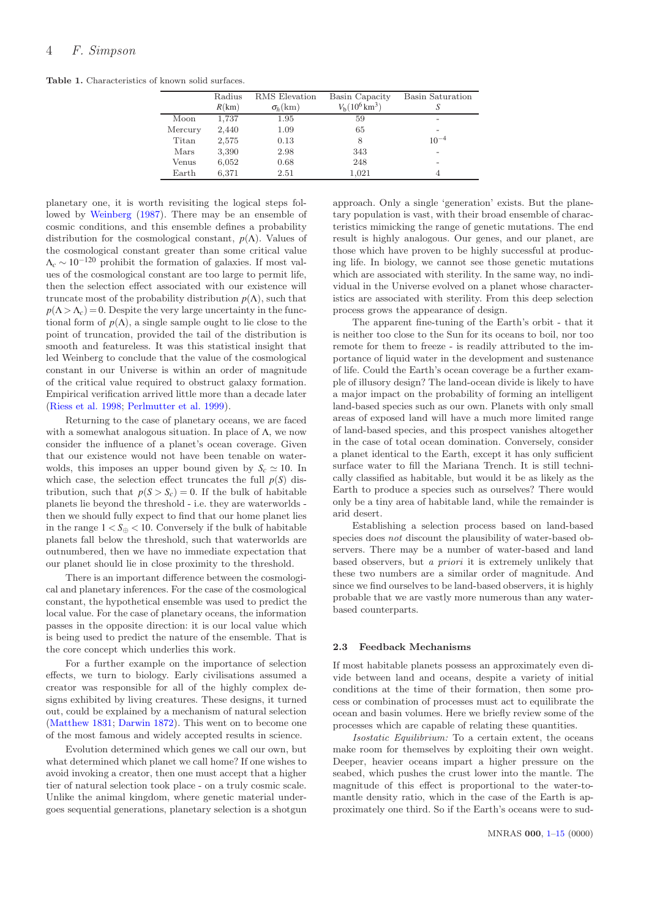**Table 1.** Characteristics of known solid surfaces.

| | Radius $R$(km) | RMS Elevation $\sigma_h$(km) | Basin Capacity $V_b(10^6\,\mathrm{km}^3)$ | Basin Saturation $S$ |
|---|---|---|---|---|
| Moon | 1,737 | 1.95 | 59 | - |
| Mercury | 2,440 | 1.09 | 65 | - |
| Titan | 2,575 | 0.13 | 8 | $10^{-4}$ |
| Mars | 3,390 | 2.98 | 343 | - |
| Venus | 6,052 | 0.68 | 248 | - |
| Earth | 6,371 | 2.51 | 1,021 | 4 |

planetary one, it is worth revisiting the logical steps followed by Weinberg (1987). There may be an ensemble of cosmic conditions, and this ensemble defines a probability distribution for the cosmological constant, $p(\Lambda)$. Values of the cosmological constant greater than some critical value $\Lambda_c \sim 10^{-120}$ prohibit the formation of galaxies. If most values of the cosmological constant are too large to permit life, then the selection effect associated with our existence will truncate most of the probability distribution $p(\Lambda)$, such that $p(\Lambda > \Lambda_c) = 0$. Despite the very large uncertainty in the functional form of $p(\Lambda)$, a single sample ought to lie close to the point of truncation, provided the tail of the distribution is smooth and featureless. It was this statistical insight that led Weinberg to conclude that the value of the cosmological constant in our Universe is within an order of magnitude of the critical value required to obstruct galaxy formation. Empirical verification arrived little more than a decade later (Riess et al. 1998; Perlmutter et al. 1999).

Returning to the case of planetary oceans, we are faced with a somewhat analogous situation. In place of $\Lambda$, we now consider the influence of a planet's ocean coverage. Given that our existence would not have been tenable on waterwolds, this imposes an upper bound given by $S_c \simeq 10$. In which case, the selection effect truncates the full $p(S)$ distribution, such that $p(S > S_c) = 0$. If the bulk of habitable planets lie beyond the threshold - i.e. they are waterworlds - then we should fully expect to find that our home planet lies in the range $1 < S_\oplus < 10$. Conversely if the bulk of habitable planets fall below the threshold, such that waterworlds are outnumbered, then we have no immediate expectation that our planet should lie in close proximity to the threshold.

There is an important difference between the cosmological and planetary inferences. For the case of the cosmological constant, the hypothetical ensemble was used to predict the local value. For the case of planetary oceans, the information passes in the opposite direction: it is our local value which is being used to predict the nature of the ensemble. That is the core concept which underlies this work.

For a further example on the importance of selection effects, we turn to biology. Early civilisations assumed a creator was responsible for all of the highly complex designs exhibited by living creatures. These designs, it turned out, could be explained by a mechanism of natural selection (Matthew 1831; Darwin 1872). This went on to become one of the most famous and widely accepted results in science.

Evolution determined which genes we call our own, but what determined which planet we call home? If one wishes to avoid invoking a creator, then one must accept that a higher tier of natural selection took place - on a truly cosmic scale. Unlike the animal kingdom, where genetic material undergoes sequential generations, planetary selection is a shotgun approach. Only a single 'generation' exists. But the planetary population is vast, with their broad ensemble of characteristics mimicking the range of genetic mutations. The end result is highly analogous. Our genes, and our planet, are those which have proven to be highly successful at producing life. In biology, we cannot see those genetic mutations which are associated with sterility. In the same way, no individual in the Universe evolved on a planet whose characteristics are associated with sterility. From this deep selection process grows the appearance of design.

The apparent fine-tuning of the Earth's orbit - that it is neither too close to the Sun for its oceans to boil, nor too remote for them to freeze - is readily attributed to the importance of liquid water in the development and sustenance of life. Could the Earth's ocean coverage be a further example of illusory design? The land-ocean divide is likely to have a major impact on the probability of forming an intelligent land-based species such as our own. Planets with only small areas of exposed land will have a much more limited range of land-based species, and this prospect vanishes altogether in the case of total ocean domination. Conversely, consider a planet identical to the Earth, except it has only sufficient surface water to fill the Mariana Trench. It is still technically classified as habitable, but would it be as likely as the Earth to produce a species such as ourselves? There would only be a tiny area of habitable land, while the remainder is arid desert.

Establishing a selection process based on land-based species does *not* discount the plausibility of water-based observers. There may be a number of water-based and land based observers, but *a priori* it is extremely unlikely that these two numbers are a similar order of magnitude. And since we find ourselves to be land-based observers, it is highly probable that we are vastly more numerous than any water-based counterparts.

### 2.3 Feedback Mechanisms

If most habitable planets possess an approximately even divide between land and oceans, despite a variety of initial conditions at the time of their formation, then some process or combination of processes must act to equilibrate the ocean and basin volumes. Here we briefly review some of the processes which are capable of relating these quantities.

*Isostatic Equilibrium:* To a certain extent, the oceans make room for themselves by exploiting their own weight. Deeper, heavier oceans impart a higher pressure on the seabed, which pushes the crust lower into the mantle. The magnitude of this effect is proportional to the water-to-mantle density ratio, which in the case of the Earth is approximately one third. So if the Earth's oceans were to sud-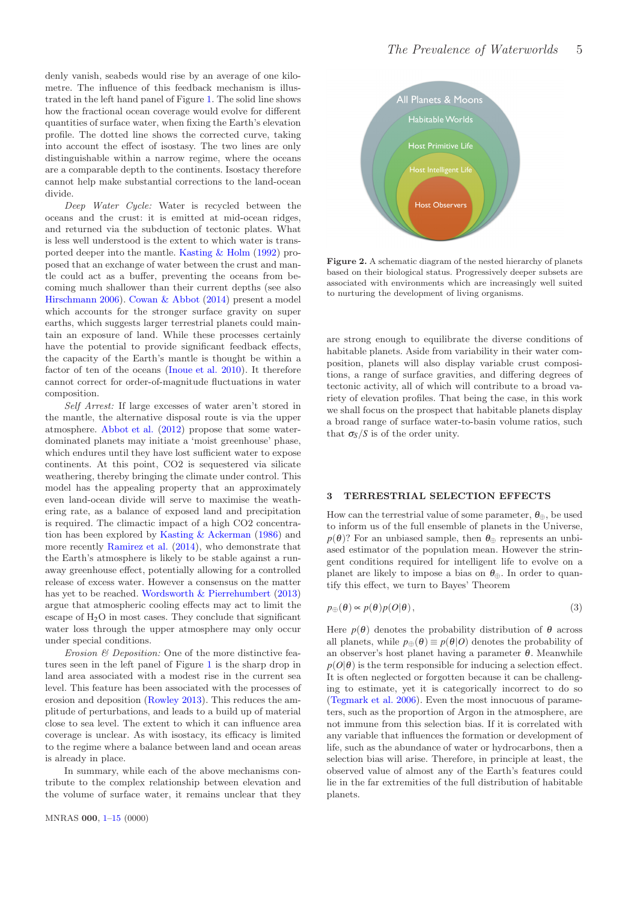denly vanish, seabeds would rise by an average of one kilometre. The influence of this feedback mechanism is illustrated in the left hand panel of Figure 1. The solid line shows how the fractional ocean coverage would evolve for different quantities of surface water, when fixing the Earth's elevation profile. The dotted line shows the corrected curve, taking into account the effect of isostasy. The two lines are only distinguishable within a narrow regime, where the oceans are a comparable depth to the continents. Isostacy therefore cannot help make substantial corrections to the land-ocean divide.

*Deep Water Cycle:* Water is recycled between the oceans and the crust: it is emitted at mid-ocean ridges, and returned via the subduction of tectonic plates. What is less well understood is the extent to which water is transported deeper into the mantle. Kasting & Holm (1992) proposed that an exchange of water between the crust and mantle could act as a buffer, preventing the oceans from becoming much shallower than their current depths (see also Hirschmann 2006). Cowan & Abbot (2014) present a model which accounts for the stronger surface gravity on super earths, which suggests larger terrestrial planets could maintain an exposure of land. While these processes certainly have the potential to provide significant feedback effects, the capacity of the Earth's mantle is thought be within a factor of ten of the oceans (Inoue et al. 2010). It therefore cannot correct for order-of-magnitude fluctuations in water composition.

*Self Arrest:* If large excesses of water aren't stored in the mantle, the alternative disposal route is via the upper atmosphere. Abbot et al. (2012) propose that some water-dominated planets may initiate a 'moist greenhouse' phase, which endures until they have lost sufficient water to expose continents. At this point, CO2 is sequestered via silicate weathering, thereby bringing the climate under control. This model has the appealing property that an approximately even land-ocean divide will serve to maximise the weathering rate, as a balance of exposed land and precipitation is required. The climactic impact of a high CO2 concentration has been explored by Kasting & Ackerman (1986) and more recently Ramirez et al. (2014), who demonstrate that the Earth's atmosphere is likely to be stable against a runaway greenhouse effect, potentially allowing for a controlled release of excess water. However a consensus on the matter has yet to be reached. Wordsworth & Pierrehumbert (2013) argue that atmospheric cooling effects may act to limit the escape of $H_2O$ in most cases. They conclude that significant water loss through the upper atmosphere may only occur under special conditions.

*Erosion & Deposition:* One of the more distinctive features seen in the left panel of Figure 1 is the sharp drop in land area associated with a modest rise in the current sea level. This feature has been associated with the processes of erosion and deposition (Rowley 2013). This reduces the amplitude of perturbations, and leads to a build up of material close to sea level. The extent to which it can influence area coverage is unclear. As with isostacy, its efficacy is limited to the regime where a balance between land and ocean areas is already in place.

In summary, while each of the above mechanisms contribute to the complex relationship between elevation and the volume of surface water, it remains unclear that they are strong enough to equilibrate the diverse conditions of habitable planets. Aside from variability in their water composition, planets will also display variable crust compositions, a range of surface gravities, and differing degrees of tectonic activity, all of which will contribute to a broad variety of elevation profiles. That being the case, in this work we shall focus on the prospect that habitable planets display a broad range of surface water-to-basin volume ratios, such that $\sigma_S/S$ is of the order unity.

**Figure 2.** A schematic diagram of the nested hierarchy of planets based on their biological status. Progressively deeper subsets are associated with environments which are increasingly well suited to nurturing the development of living organisms.

## 3 TERRESTRIAL SELECTION EFFECTS

How can the terrestrial value of some parameter, $\theta_\oplus$, be used to inform us of the full ensemble of planets in the Universe, $p(\theta)$? For an unbiased sample, then $\theta_\oplus$ represents an unbiased estimator of the population mean. However the stringent conditions required for intelligent life to evolve on a planet are likely to impose a bias on $\theta_\oplus$. In order to quantify this effect, we turn to Bayes' Theorem

$$p_\oplus(\theta) \propto p(\theta)p(O|\theta)\,, \tag{3}$$

Here $p(\theta)$ denotes the probability distribution of $\theta$ across all planets, while $p_\oplus(\theta) \equiv p(\theta|O)$ denotes the probability of an observer's host planet having a parameter $\theta$. Meanwhile $p(O|\theta)$ is the term responsible for inducing a selection effect. It is often neglected or forgotten because it can be challenging to estimate, yet it is categorically incorrect to do so (Tegmark et al. 2006). Even the most innocuous of parameters, such as the proportion of Argon in the atmosphere, are not immune from this selection bias. If it is correlated with any variable that influences the formation or development of life, such as the abundance of water or hydrocarbons, then a selection bias will arise. Therefore, in principle at least, the observed value of almost any of the Earth's features could lie in the far extremities of the full distribution of habitable planets.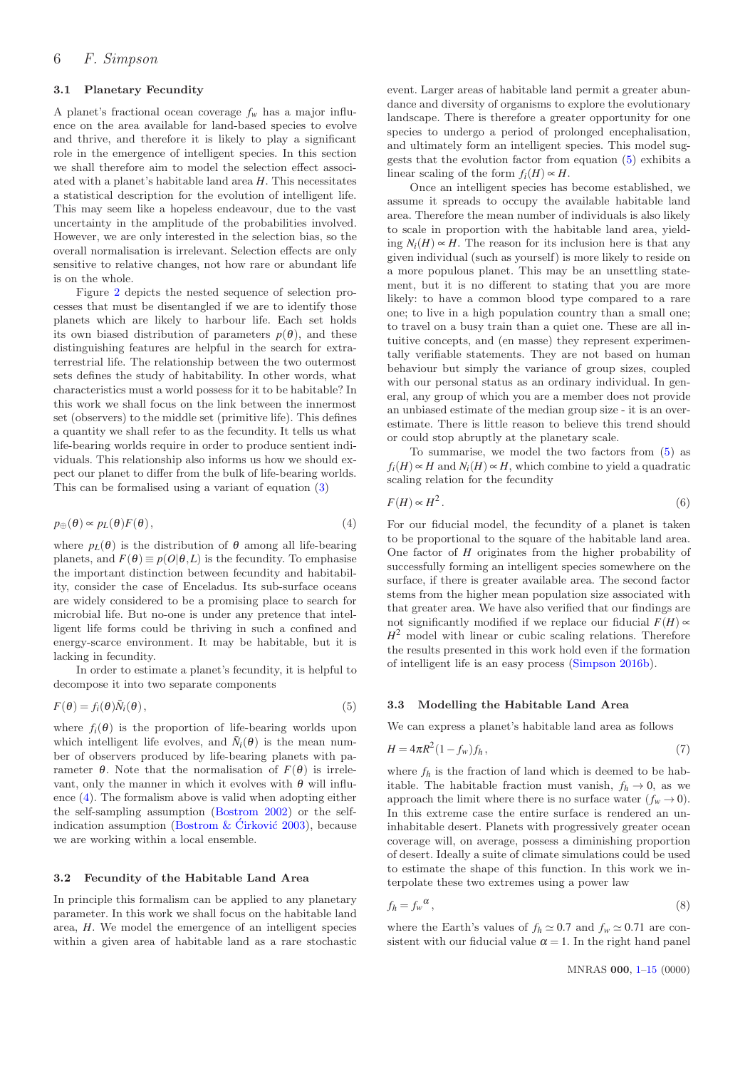### 3.1 Planetary Fecundity

A planet's fractional ocean coverage $f_w$ has a major influence on the area available for land-based species to evolve and thrive, and therefore it is likely to play a significant role in the emergence of intelligent species. In this section we shall therefore aim to model the selection effect associated with a planet's habitable land area $H$. This necessitates a statistical description for the evolution of intelligent life. This may seem like a hopeless endeavour, due to the vast uncertainty in the amplitude of the probabilities involved. However, we are only interested in the selection bias, so the overall normalisation is irrelevant. Selection effects are only sensitive to relative changes, not how rare or abundant life is on the whole.

Figure 2 depicts the nested sequence of selection processes that must be disentangled if we are to identify those planets which are likely to harbour life. Each set holds its own biased distribution of parameters $p(\theta)$, and these distinguishing features are helpful in the search for extraterrestrial life. The relationship between the two outermost sets defines the study of habitability. In other words, what characteristics must a world possess for it to be habitable? In this work we shall focus on the link between the innermost set (observers) to the middle set (primitive life). This defines a quantity we shall refer to as the fecundity. It tells us what life-bearing worlds require in order to produce sentient individuals. This relationship also informs us how we should expect our planet to differ from the bulk of life-bearing worlds. This can be formalised using a variant of equation (3)

$$p_{\oplus}(\theta) \propto p_L(\theta) F(\theta) \,, \tag{4}$$

where $p_L(\theta)$ is the distribution of $\theta$ among all life-bearing planets, and $F(\theta) \equiv p(O|\theta, L)$ is the fecundity. To emphasise the important distinction between fecundity and habitability, consider the case of Enceladus. Its sub-surface oceans are widely considered to be a promising place to search for microbial life. But no-one is under any pretence that intelligent life forms could be thriving in such a confined and energy-scarce environment. It may be habitable, but it is lacking in fecundity.

In order to estimate a planet's fecundity, it is helpful to decompose it into two separate components

$$F(\theta) = f_i(\theta) \bar{N}_i(\theta) \,, \tag{5}$$

where $f_i(\theta)$ is the proportion of life-bearing worlds upon which intelligent life evolves, and $\bar{N}_i(\theta)$ is the mean number of observers produced by life-bearing planets with parameter $\theta$. Note that the normalisation of $F(\theta)$ is irrelevant, only the manner in which it evolves with $\theta$ will influence (4). The formalism above is valid when adopting either the self-sampling assumption (Bostrom 2002) or the self-indication assumption (Bostrom & Ćirković 2003), because we are working within a local ensemble.

### 3.2 Fecundity of the Habitable Land Area

In principle this formalism can be applied to any planetary parameter. In this work we shall focus on the habitable land area, $H$. We model the emergence of an intelligent species within a given area of habitable land as a rare stochastic event. Larger areas of habitable land permit a greater abundance and diversity of organisms to explore the evolutionary landscape. There is therefore a greater opportunity for one species to undergo a period of prolonged encephalisation, and ultimately form an intelligent species. This model suggests that the evolution factor from equation (5) exhibits a linear scaling of the form $f_i(H) \propto H$.

Once an intelligent species has become established, we assume it spreads to occupy the available habitable land area. Therefore the mean number of individuals is also likely to scale in proportion with the habitable land area, yielding $N_i(H) \propto H$. The reason for its inclusion here is that any given individual (such as yourself) is more likely to reside on a more populous planet. This may be an unsettling statement, but it is no different to stating that you are more likely: to have a common blood type compared to a rare one; to live in a high population country than a small one; to travel on a busy train than a quiet one. These are all intuitive concepts, and (en masse) they represent experimentally verifiable statements. They are not based on human behaviour but simply the variance of group sizes, coupled with our personal status as an ordinary individual. In general, any group of which you are a member does not provide an unbiased estimate of the median group size - it is an overestimate. There is little reason to believe this trend should or could stop abruptly at the planetary scale.

To summarise, we model the two factors from (5) as $f_i(H) \propto H$ and $N_i(H) \propto H$, which combine to yield a quadratic scaling relation for the fecundity

$$F(H) \propto H^2 \,. \tag{6}$$

For our fiducial model, the fecundity of a planet is taken to be proportional to the square of the habitable land area. One factor of $H$ originates from the higher probability of successfully forming an intelligent species somewhere on the surface, if there is greater available area. The second factor stems from the higher mean population size associated with that greater area. We have also verified that our findings are not significantly modified if we replace our fiducial $F(H) \propto H^2$ model with linear or cubic scaling relations. Therefore the results presented in this work hold even if the formation of intelligent life is an easy process (Simpson 2016b).

### 3.3 Modelling the Habitable Land Area

We can express a planet's habitable land area as follows

$$H = 4\pi R^2 (1 - f_w) f_h \,, \tag{7}$$

where $f_h$ is the fraction of land which is deemed to be habitable. The habitable fraction must vanish, $f_h \to 0$, as we approach the limit where there is no surface water ($f_w \to 0$). In this extreme case the entire surface is rendered an uninhabitable desert. Planets with progressively greater ocean coverage will, on average, possess a diminishing proportion of desert. Ideally a suite of climate simulations could be used to estimate the shape of this function. In this work we interpolate these two extremes using a power law

$$f_h = {f_w}^{\alpha} \,, \tag{8}$$

where the Earth's values of $f_h \simeq 0.7$ and $f_w \simeq 0.71$ are consistent with our fiducial value $\alpha = 1$. In the right hand panel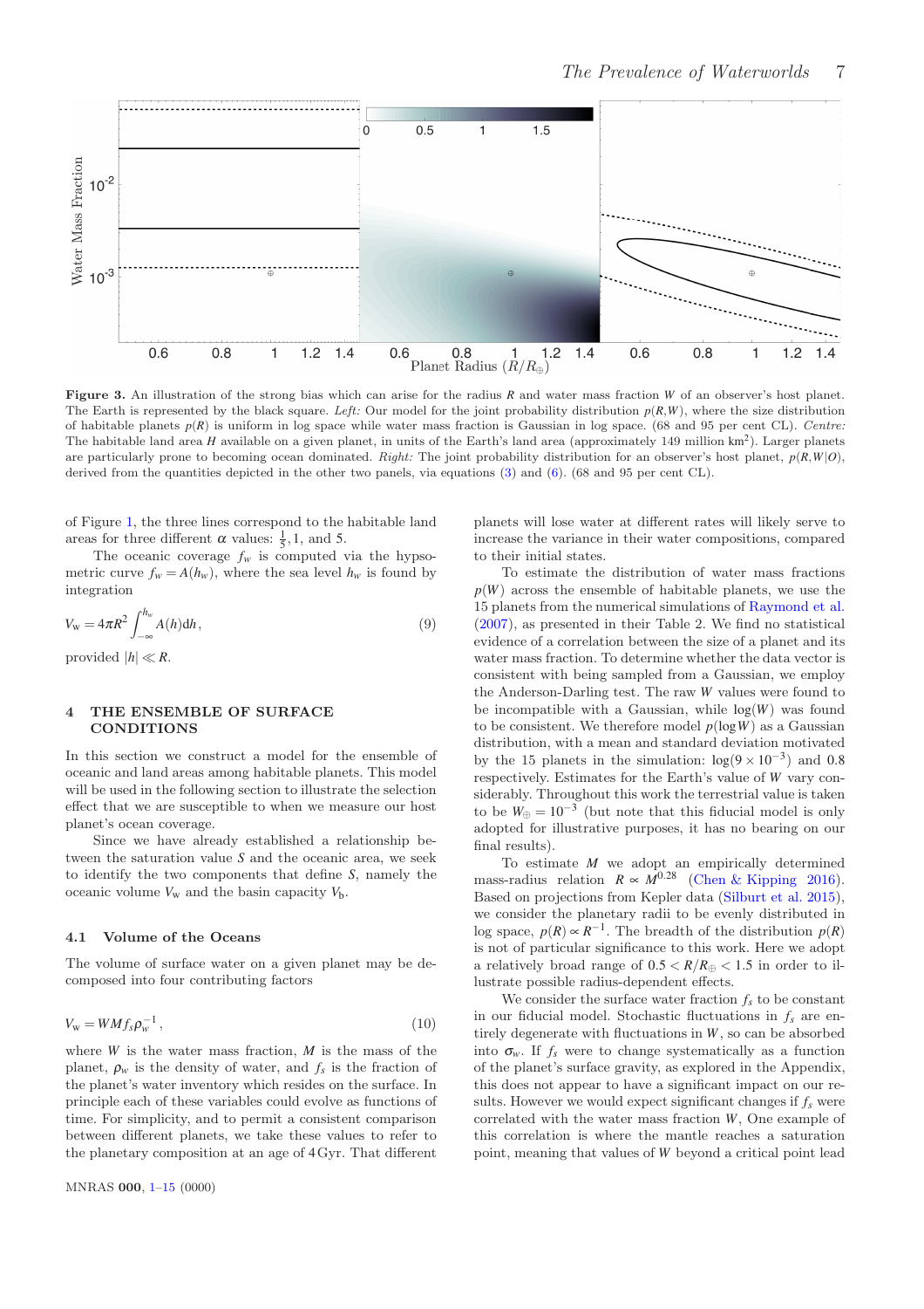**Figure 3.** An illustration of the strong bias which can arise for the radius $R$ and water mass fraction $W$ of an observer's host planet. The Earth is represented by the black square. *Left:* Our model for the joint probability distribution $p(R,W)$, where the size distribution of habitable planets $p(R)$ is uniform in log space while water mass fraction is Gaussian in log space. (68 and 95 per cent CL). *Centre:* The habitable land area $H$ available on a given planet, in units of the Earth's land area (approximately 149 million $\mathrm{km}^2$). Larger planets are particularly prone to becoming ocean dominated. *Right:* The joint probability distribution for an observer's host planet, $p(R,W|O)$, derived from the quantities depicted in the other two panels, via equations (3) and (6). (68 and 95 per cent CL).

of Figure 1, the three lines correspond to the habitable land areas for three different $\alpha$ values: $\frac{1}{5}$, 1, and 5.

The oceanic coverage $f_w$ is computed via the hypsometric curve $f_w = A(h_w)$, where the sea level $h_w$ is found by integration

$$V_{\mathrm{w}} = 4\pi R^2 \int_{-\infty}^{h_w} A(h)\mathrm{d}h\,, \tag{9}$$

provided $|h| \ll R$.

## 4 THE ENSEMBLE OF SURFACE CONDITIONS

In this section we construct a model for the ensemble of oceanic and land areas among habitable planets. This model will be used in the following section to illustrate the selection effect that we are susceptible to when we measure our host planet's ocean coverage.

Since we have already established a relationship between the saturation value $S$ and the oceanic area, we seek to identify the two components that define $S$, namely the oceanic volume $V_{\mathrm{w}}$ and the basin capacity $V_{\mathrm{b}}$.

### 4.1 Volume of the Oceans

The volume of surface water on a given planet may be decomposed into four contributing factors

$$V_{\mathrm{w}} = WMf_s\rho_{\mathrm{w}}^{-1}\,, \tag{10}$$

where $W$ is the water mass fraction, $M$ is the mass of the planet, $\rho_w$ is the density of water, and $f_s$ is the fraction of the planet's water inventory which resides on the surface. In principle each of these variables could evolve as functions of time. For simplicity, and to permit a consistent comparison between different planets, we take these values to refer to the planetary composition at an age of 4 Gyr. That different planets will lose water at different rates will likely serve to increase the variance in their water compositions, compared to their initial states.

To estimate the distribution of water mass fractions $p(W)$ across the ensemble of habitable planets, we use the 15 planets from the numerical simulations of Raymond et al. (2007), as presented in their Table 2. We find no statistical evidence of a correlation between the size of a planet and its water mass fraction. To determine whether the data vector is consistent with being sampled from a Gaussian, we employ the Anderson-Darling test. The raw $W$ values were found to be incompatible with a Gaussian, while $\log(W)$ was found to be consistent. We therefore model $p(\log W)$ as a Gaussian distribution, with a mean and standard deviation motivated by the 15 planets in the simulation: $\log(9\times10^{-3})$ and 0.8 respectively. Estimates for the Earth's value of $W$ vary considerably. Throughout this work the terrestrial value is taken to be $W_\oplus = 10^{-3}$ (but note that this fiducial model is only adopted for illustrative purposes, it has no bearing on our final results).

To estimate $M$ we adopt an empirically determined mass-radius relation $R \propto M^{0.28}$ (Chen & Kipping 2016). Based on projections from Kepler data (Silburt et al. 2015), we consider the planetary radii to be evenly distributed in log space, $p(R) \propto R^{-1}$. The breadth of the distribution $p(R)$ is not of particular significance to this work. Here we adopt a relatively broad range of $0.5 < R/R_\oplus < 1.5$ in order to illustrate possible radius-dependent effects.

We consider the surface water fraction $f_s$ to be constant in our fiducial model. Stochastic fluctuations in $f_s$ are entirely degenerate with fluctuations in $W$, so can be absorbed into $\sigma_w$. If $f_s$ were to change systematically as a function of the planet's surface gravity, as explored in the Appendix, this does not appear to have a significant impact on our results. However we would expect significant changes if $f_s$ were correlated with the water mass fraction $W$, One example of this correlation is where the mantle reaches a saturation point, meaning that values of $W$ beyond a critical point lead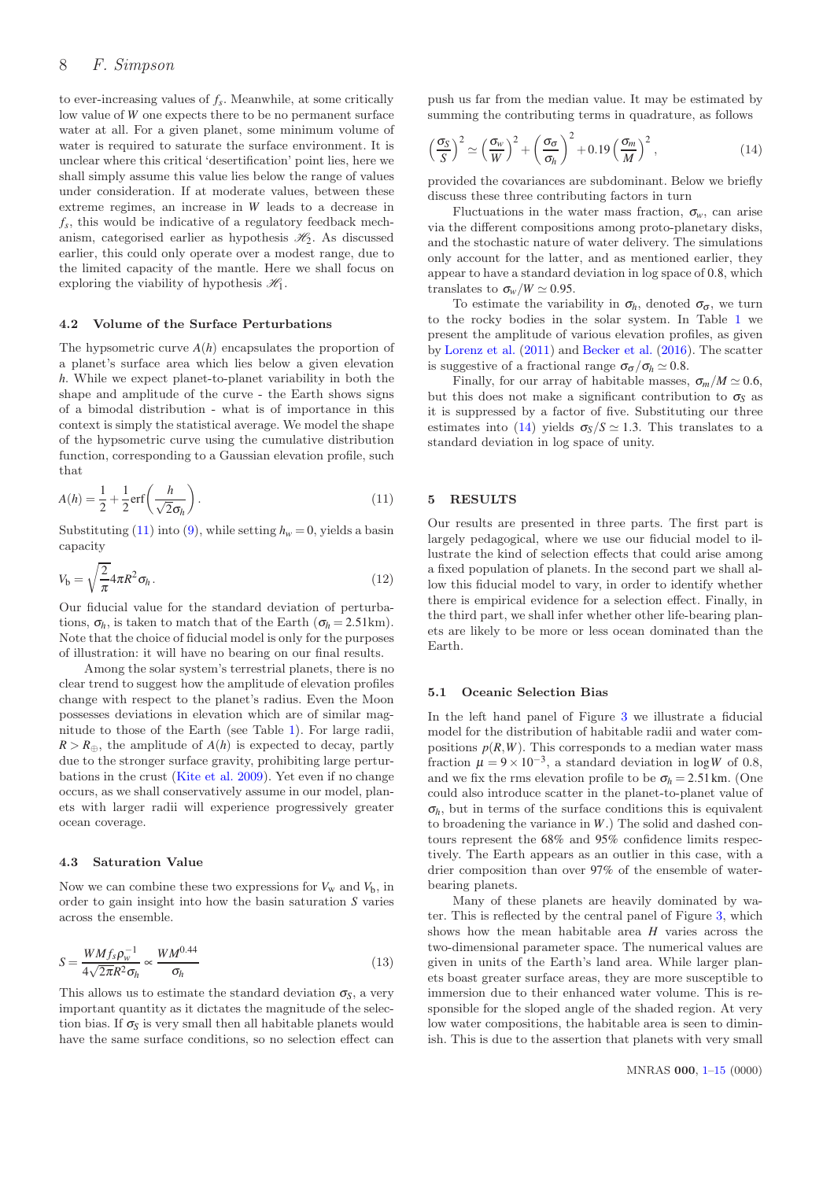to ever-increasing values of $f_s$. Meanwhile, at some critically low value of $W$ one expects there to be no permanent surface water at all. For a given planet, some minimum volume of water is required to saturate the surface environment. It is unclear where this critical 'desertification' point lies, here we shall simply assume this value lies below the range of values under consideration. If at moderate values, between these extreme regimes, an increase in $W$ leads to a decrease in $f_s$, this would be indicative of a regulatory feedback mechanism, categorised earlier as hypothesis $\mathscr{H}_2$. As discussed earlier, this could only operate over a modest range, due to the limited capacity of the mantle. Here we shall focus on exploring the viability of hypothesis $\mathscr{H}_1$.

### 4.2 Volume of the Surface Perturbations

The hypsometric curve $A(h)$ encapsulates the proportion of a planet's surface area which lies below a given elevation $h$. While we expect planet-to-planet variability in both the shape and amplitude of the curve - the Earth shows signs of a bimodal distribution - what is of importance in this context is simply the statistical average. We model the shape of the hypsometric curve using the cumulative distribution function, corresponding to a Gaussian elevation profile, such that

$$A(h) = \frac{1}{2} + \frac{1}{2}\mathrm{erf}\left(\frac{h}{\sqrt{2}\sigma_h}\right). \tag{11}$$

Substituting (11) into (9), while setting $h_w = 0$, yields a basin capacity

$$V_\mathrm{b} = \sqrt{\frac{2}{\pi}} 4\pi R^2 \sigma_h . \tag{12}$$

Our fiducial value for the standard deviation of perturbations, $\sigma_h$, is taken to match that of the Earth ($\sigma_h = 2.51$km). Note that the choice of fiducial model is only for the purposes of illustration: it will have no bearing on our final results.

Among the solar system's terrestrial planets, there is no clear trend to suggest how the amplitude of elevation profiles change with respect to the planet's radius. Even the Moon possesses deviations in elevation which are of similar magnitude to those of the Earth (see Table 1). For large radii, $R > R_\oplus$, the amplitude of $A(h)$ is expected to decay, partly due to the stronger surface gravity, prohibiting large perturbations in the crust (Kite et al. 2009). Yet even if no change occurs, as we shall conservatively assume in our model, planets with larger radii will experience progressively greater ocean coverage.

### 4.3 Saturation Value

Now we can combine these two expressions for $V_\mathrm{w}$ and $V_\mathrm{b}$, in order to gain insight into how the basin saturation $S$ varies across the ensemble.

$$S = \frac{W M f_s \rho_w^{-1}}{4\sqrt{2\pi} R^2 \sigma_h} \propto \frac{W M^{0.44}}{\sigma_h} \tag{13}$$

This allows us to estimate the standard deviation $\sigma_S$, a very important quantity as it dictates the magnitude of the selection bias. If $\sigma_S$ is very small then all habitable planets would have the same surface conditions, so no selection effect can push us far from the median value. It may be estimated by summing the contributing terms in quadrature, as follows

$$\left(\frac{\sigma_S}{S}\right)^2 \simeq \left(\frac{\sigma_w}{W}\right)^2 + \left(\frac{\sigma_\sigma}{\sigma_h}\right)^2 + 0.19\left(\frac{\sigma_m}{M}\right)^2 , \tag{14}$$

provided the covariances are subdominant. Below we briefly discuss these three contributing factors in turn

Fluctuations in the water mass fraction, $\sigma_w$, can arise via the different compositions among proto-planetary disks, and the stochastic nature of water delivery. The simulations only account for the latter, and as mentioned earlier, they appear to have a standard deviation in log space of 0.8, which translates to $\sigma_w/W \simeq 0.95$.

To estimate the variability in $\sigma_h$, denoted $\sigma_\sigma$, we turn to the rocky bodies in the solar system. In Table 1 we present the amplitude of various elevation profiles, as given by Lorenz et al. (2011) and Becker et al. (2016). The scatter is suggestive of a fractional range $\sigma_\sigma/\sigma_h \simeq 0.8$.

Finally, for our array of habitable masses, $\sigma_m/M \simeq 0.6$, but this does not make a significant contribution to $\sigma_S$ as it is suppressed by a factor of five. Substituting our three estimates into (14) yields $\sigma_S/S \simeq 1.3$. This translates to a standard deviation in log space of unity.

## 5 RESULTS

Our results are presented in three parts. The first part is largely pedagogical, where we use our fiducial model to illustrate the kind of selection effects that could arise among a fixed population of planets. In the second part we shall allow this fiducial model to vary, in order to identify whether there is empirical evidence for a selection effect. Finally, in the third part, we shall infer whether other life-bearing planets are likely to be more or less ocean dominated than the Earth.

### 5.1 Oceanic Selection Bias

In the left hand panel of Figure 3 we illustrate a fiducial model for the distribution of habitable radii and water compositions $p(R,W)$. This corresponds to a median water mass fraction $\mu = 9 \times 10^{-3}$, a standard deviation in $\log W$ of 0.8, and we fix the rms elevation profile to be $\sigma_h = 2.51$ km. (One could also introduce scatter in the planet-to-planet value of $\sigma_h$, but in terms of the surface conditions this is equivalent to broadening the variance in $W$.) The solid and dashed contours represent the 68% and 95% confidence limits respectively. The Earth appears as an outlier in this case, with a drier composition than over 97% of the ensemble of water-bearing planets.

Many of these planets are heavily dominated by water. This is reflected by the central panel of Figure 3, which shows how the mean habitable area $H$ varies across the two-dimensional parameter space. The numerical values are given in units of the Earth's land area. While larger planets boast greater surface areas, they are more susceptible to immersion due to their enhanced water volume. This is responsible for the sloped angle of the shaded region. At very low water compositions, the habitable area is seen to diminish. This is due to the assertion that planets with very small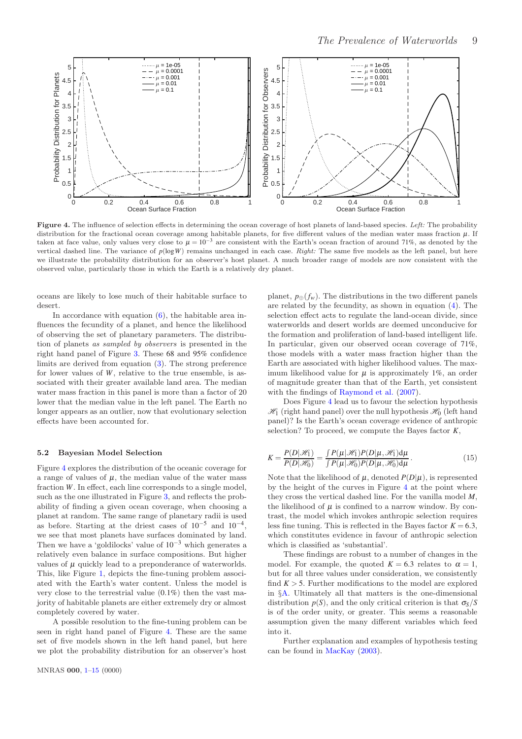**Figure 4.** The influence of selection effects in determining the ocean coverage of host planets of land-based species. *Left:* The probability distribution for the fractional ocean coverage among habitable planets, for five different values of the median water mass fraction $\mu$. If taken at face value, only values very close to $\mu = 10^{-3}$ are consistent with the Earth's ocean fraction of around 71%, as denoted by the vertical dashed line. The variance of $p(\log W)$ remains unchanged in each case. *Right:* The same five models as the left panel, but here we illustrate the probability distribution for an observer's host planet. A much broader range of models are now consistent with the observed value, particularly those in which the Earth is a relatively dry planet.

oceans are likely to lose much of their habitable surface to desert.

In accordance with equation (6), the habitable area influences the fecundity of a planet, and hence the likelihood of observing the set of planetary parameters. The distribution of planets *as sampled by observers* is presented in the right hand panel of Figure 3. These 68 and 95% confidence limits are derived from equation (3). The strong preference for lower values of $W$, relative to the true ensemble, is associated with their greater available land area. The median water mass fraction in this panel is more than a factor of 20 lower that the median value in the left panel. The Earth no longer appears as an outlier, now that evolutionary selection effects have been accounted for.

### 5.2 Bayesian Model Selection

Figure 4 explores the distribution of the oceanic coverage for a range of values of $\mu$, the median value of the water mass fraction $W$. In effect, each line corresponds to a single model, such as the one illustrated in Figure 3, and reflects the probability of finding a given ocean coverage, when choosing a planet at random. The same range of planetary radii is used as before. Starting at the driest cases of $10^{-5}$ and $10^{-4}$, we see that most planets have surfaces dominated by land. Then we have a 'goldilocks' value of $10^{-3}$ which generates a relatively even balance in surface compositions. But higher values of $\mu$ quickly lead to a preponderance of waterworlds. This, like Figure 1, depicts the fine-tuning problem associated with the Earth's water content. Unless the model is very close to the terrestrial value (0.1%) then the vast majority of habitable planets are either extremely dry or almost completely covered by water.

A possible resolution to the fine-tuning problem can be seen in right hand panel of Figure 4. These are the same set of five models shown in the left hand panel, but here we plot the probability distribution for an observer's host planet, $p_{\oplus}(f_w)$. The distributions in the two different panels are related by the fecundity, as shown in equation (4). The selection effect acts to regulate the land-ocean divide, since waterworlds and desert worlds are deemed unconducive for the formation and proliferation of land-based intelligent life. In particular, given our observed ocean coverage of 71%, those models with a water mass fraction higher than the Earth are associated with higher likelihood values. The maximum likelihood value for $\mu$ is approximately 1%, an order of magnitude greater than that of the Earth, yet consistent with the findings of Raymond et al. (2007).

Does Figure 4 lead us to favour the selection hypothesis $\mathscr{H}_1$ (right hand panel) over the null hypothesis $\mathscr{H}_0$ (left hand panel)? Is the Earth's ocean coverage evidence of anthropic selection? To proceed, we compute the Bayes factor $K$,

$$K = \frac{P(D|\mathscr{H}_1)}{P(D|\mathscr{H}_0)} = \frac{\int P(\mu|\mathscr{H}_1)P(D|\mu,\mathscr{H}_1)\mathrm{d}\mu}{\int P(\mu|\mathscr{H}_0)P(D|\mu,\mathscr{H}_0)\mathrm{d}\mu}. \tag{15}$$

Note that the likelihood of $\mu$, denoted $P(D|\mu)$, is represented by the height of the curves in Figure 4 at the point where they cross the vertical dashed line. For the vanilla model $M$, the likelihood of $\mu$ is confined to a narrow window. By contrast, the model which invokes anthropic selection requires less fine tuning. This is reflected in the Bayes factor $K = 6.3$, which constitutes evidence in favour of anthropic selection which is classified as 'substantial'.

These findings are robust to a number of changes in the model. For example, the quoted $K = 6.3$ relates to $\alpha = 1$, but for all three values under consideration, we consistently find $K > 5$. Further modifications to the model are explored in §A. Ultimately all that matters is the one-dimensional distribution $p(S)$, and the only critical criterion is that $\sigma_S/S$ is of the order unity, or greater. This seems a reasonable assumption given the many different variables which feed into it.

Further explanation and examples of hypothesis testing can be found in MacKay (2003).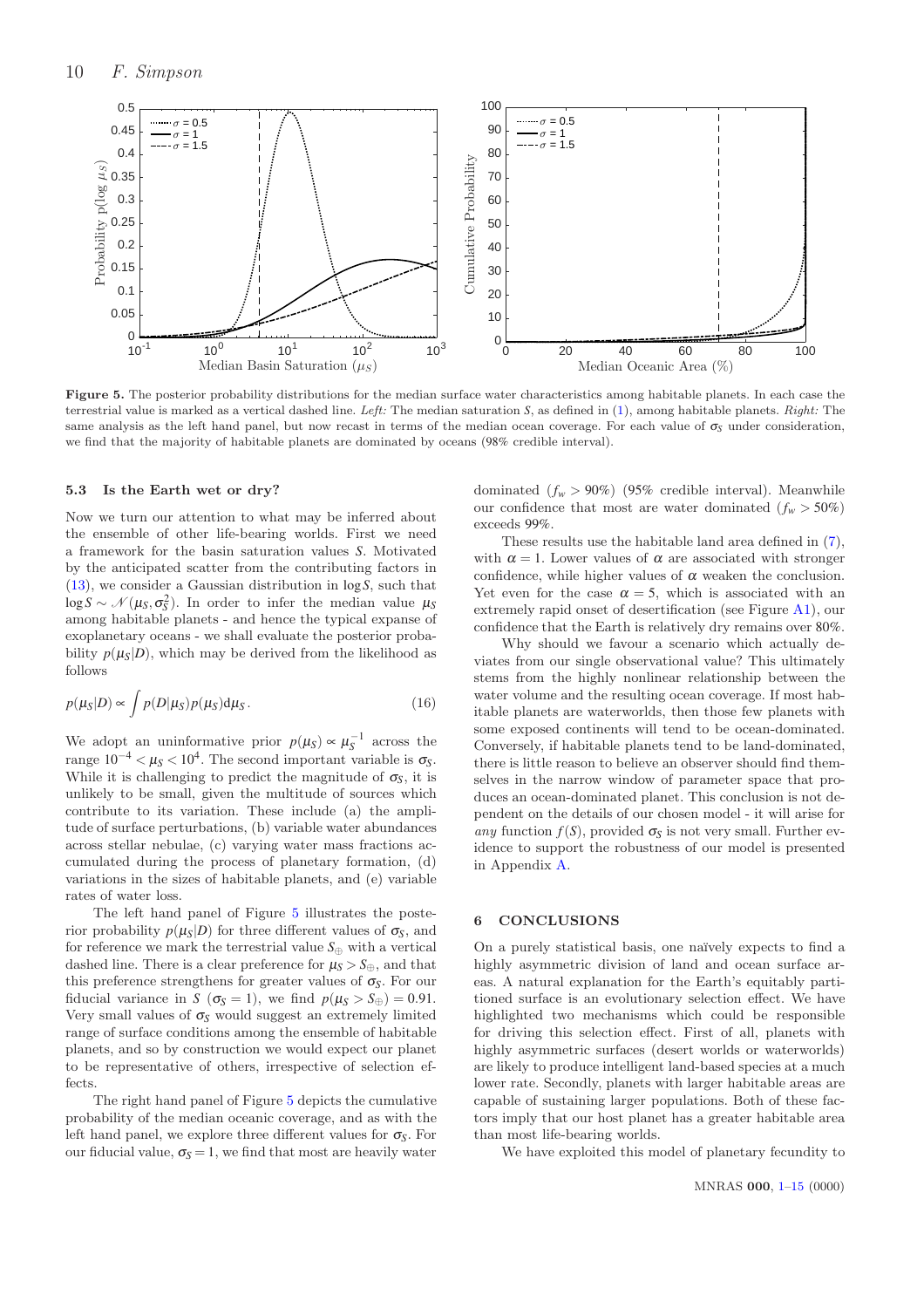**Figure 5.** The posterior probability distributions for the median surface water characteristics among habitable planets. In each case the terrestrial value is marked as a vertical dashed line. *Left:* The median saturation $S$, as defined in (1), among habitable planets. *Right:* The same analysis as the left hand panel, but now recast in terms of the median ocean coverage. For each value of $\sigma_S$ under consideration, we find that the majority of habitable planets are dominated by oceans (98% credible interval).

### 5.3 Is the Earth wet or dry?

Now we turn our attention to what may be inferred about the ensemble of other life-bearing worlds. First we need a framework for the basin saturation values $S$. Motivated by the anticipated scatter from the contributing factors in (13), we consider a Gaussian distribution in $\log S$, such that $\log S \sim \mathcal{N}(\mu_S, \sigma_S^2)$. In order to infer the median value $\mu_S$ among habitable planets - and hence the typical expanse of exoplanetary oceans - we shall evaluate the posterior probability $p(\mu_S|D)$, which may be derived from the likelihood as follows

$$p(\mu_S|D) \propto \int p(D|\mu_S)p(\mu_S)\mathrm{d}\mu_S . \tag{16}$$

We adopt an uninformative prior $p(\mu_S) \propto \mu_S^{-1}$ across the range $10^{-4} < \mu_S < 10^4$. The second important variable is $\sigma_S$. While it is challenging to predict the magnitude of $\sigma_S$, it is unlikely to be small, given the multitude of sources which contribute to its variation. These include (a) the amplitude of surface perturbations, (b) variable water abundances across stellar nebulae, (c) varying water mass fractions accumulated during the process of planetary formation, (d) variations in the sizes of habitable planets, and (e) variable rates of water loss.

The left hand panel of Figure 5 illustrates the posterior probability $p(\mu_S|D)$ for three different values of $\sigma_S$, and for reference we mark the terrestrial value $S_\oplus$ with a vertical dashed line. There is a clear preference for $\mu_S > S_\oplus$, and that this preference strengthens for greater values of $\sigma_S$. For our fiducial variance in $S$ ($\sigma_S = 1$), we find $p(\mu_S > S_\oplus) = 0.91$. Very small values of $\sigma_S$ would suggest an extremely limited range of surface conditions among the ensemble of habitable planets, and so by construction we would expect our planet to be representative of others, irrespective of selection effects.

The right hand panel of Figure 5 depicts the cumulative probability of the median oceanic coverage, and as with the left hand panel, we explore three different values for $\sigma_S$. For our fiducial value, $\sigma_S = 1$, we find that most are heavily water dominated ($f_w > 90\%$) (95% credible interval). Meanwhile our confidence that most are water dominated ($f_w > 50\%$) exceeds 99%.

These results use the habitable land area defined in (7), with $\alpha = 1$. Lower values of $\alpha$ are associated with stronger confidence, while higher values of $\alpha$ weaken the conclusion. Yet even for the case $\alpha = 5$, which is associated with an extremely rapid onset of desertification (see Figure A1), our confidence that the Earth is relatively dry remains over 80%.

Why should we favour a scenario which actually deviates from our single observational value? This ultimately stems from the highly nonlinear relationship between the water volume and the resulting ocean coverage. If most habitable planets are waterworlds, then those few planets with some exposed continents will tend to be ocean-dominated. Conversely, if habitable planets tend to be land-dominated, there is little reason to believe an observer should find themselves in the narrow window of parameter space that produces an ocean-dominated planet. This conclusion is not dependent on the details of our chosen model - it will arise for *any* function $f(S)$, provided $\sigma_S$ is not very small. Further evidence to support the robustness of our model is presented in Appendix A.

## 6 CONCLUSIONS

On a purely statistical basis, one naïvely expects to find a highly asymmetric division of land and ocean surface areas. A natural explanation for the Earth's equitably partitioned surface is an evolutionary selection effect. We have highlighted two mechanisms which could be responsible for driving this selection effect. First of all, planets with highly asymmetric surfaces (desert worlds or waterworlds) are likely to produce intelligent land-based species at a much lower rate. Secondly, planets with larger habitable areas are capable of sustaining larger populations. Both of these factors imply that our host planet has a greater habitable area than most life-bearing worlds.

We have exploited this model of planetary fecundity to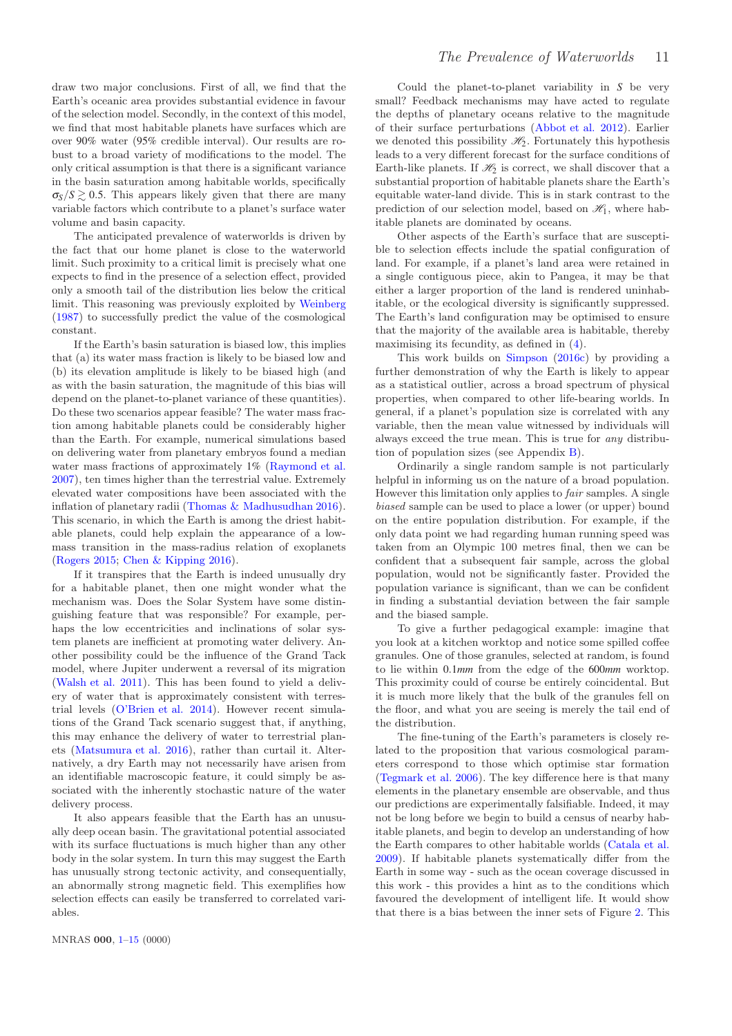draw two major conclusions. First of all, we find that the Earth's oceanic area provides substantial evidence in favour of the selection model. Secondly, in the context of this model, we find that most habitable planets have surfaces which are over 90% water (95% credible interval). Our results are robust to a broad variety of modifications to the model. The only critical assumption is that there is a significant variance in the basin saturation among habitable worlds, specifically $\sigma_S/S \gtrsim 0.5$. This appears likely given that there are many variable factors which contribute to a planet's surface water volume and basin capacity.

The anticipated prevalence of waterworlds is driven by the fact that our home planet is close to the waterworld limit. Such proximity to a critical limit is precisely what one expects to find in the presence of a selection effect, provided only a smooth tail of the distribution lies below the critical limit. This reasoning was previously exploited by Weinberg (1987) to successfully predict the value of the cosmological constant.

If the Earth's basin saturation is biased low, this implies that (a) its water mass fraction is likely to be biased low and (b) its elevation amplitude is likely to be biased high (and as with the basin saturation, the magnitude of this bias will depend on the planet-to-planet variance of these quantities). Do these two scenarios appear feasible? The water mass fraction among habitable planets could be considerably higher than the Earth. For example, numerical simulations based on delivering water from planetary embryos found a median water mass fractions of approximately 1% (Raymond et al. 2007), ten times higher than the terrestrial value. Extremely elevated water compositions have been associated with the inflation of planetary radii (Thomas & Madhusudhan 2016). This scenario, in which the Earth is among the driest habitable planets, could help explain the appearance of a low-mass transition in the mass-radius relation of exoplanets (Rogers 2015; Chen & Kipping 2016).

If it transpires that the Earth is indeed unusually dry for a habitable planet, then one might wonder what the mechanism was. Does the Solar System have some distinguishing feature that was responsible? For example, perhaps the low eccentricities and inclinations of solar system planets are inefficient at promoting water delivery. Another possibility could be the influence of the Grand Tack model, where Jupiter underwent a reversal of its migration (Walsh et al. 2011). This has been found to yield a delivery of water that is approximately consistent with terrestrial levels (O'Brien et al. 2014). However recent simulations of the Grand Tack scenario suggest that, if anything, this may enhance the delivery of water to terrestrial planets (Matsumura et al. 2016), rather than curtail it. Alternatively, a dry Earth may not necessarily have arisen from an identifiable macroscopic feature, it could simply be associated with the inherently stochastic nature of the water delivery process.

It also appears feasible that the Earth has an unusually deep ocean basin. The gravitational potential associated with its surface fluctuations is much higher than any other body in the solar system. In turn this may suggest the Earth has unusually strong tectonic activity, and consequentially, an abnormally strong magnetic field. This exemplifies how selection effects can easily be transferred to correlated variables.

Could the planet-to-planet variability in $S$ be very small? Feedback mechanisms may have acted to regulate the depths of planetary oceans relative to the magnitude of their surface perturbations (Abbot et al. 2012). Earlier we denoted this possibility $\mathscr{H}_2$. Fortunately this hypothesis leads to a very different forecast for the surface conditions of Earth-like planets. If $\mathscr{H}_2$ is correct, we shall discover that a substantial proportion of habitable planets share the Earth's equitable water-land divide. This is in stark contrast to the prediction of our selection model, based on $\mathscr{H}_1$, where habitable planets are dominated by oceans.

Other aspects of the Earth's surface that are susceptible to selection effects include the spatial configuration of land. For example, if a planet's land area were retained in a single contiguous piece, akin to Pangea, it may be that either a larger proportion of the land is rendered uninhabitable, or the ecological diversity is significantly suppressed. The Earth's land configuration may be optimised to ensure that the majority of the available area is habitable, thereby maximising its fecundity, as defined in (4).

This work builds on Simpson (2016c) by providing a further demonstration of why the Earth is likely to appear as a statistical outlier, across a broad spectrum of physical properties, when compared to other life-bearing worlds. In general, if a planet's population size is correlated with any variable, then the mean value witnessed by individuals will always exceed the true mean. This is true for *any* distribution of population sizes (see Appendix B).

Ordinarily a single random sample is not particularly helpful in informing us on the nature of a broad population. However this limitation only applies to *fair* samples. A single *biased* sample can be used to place a lower (or upper) bound on the entire population distribution. For example, if the only data point we had regarding human running speed was taken from an Olympic 100 metres final, then we can be confident that a subsequent fair sample, across the global population, would not be significantly faster. Provided the population variance is significant, than we can be confident in finding a substantial deviation between the fair sample and the biased sample.

To give a further pedagogical example: imagine that you look at a kitchen worktop and notice some spilled coffee granules. One of those granules, selected at random, is found to lie within 0.1*mm* from the edge of the 600*mm* worktop. This proximity could of course be entirely coincidental. But it is much more likely that the bulk of the granules fell on the floor, and what you are seeing is merely the tail end of the distribution.

The fine-tuning of the Earth's parameters is closely related to the proposition that various cosmological parameters correspond to those which optimise star formation (Tegmark et al. 2006). The key difference here is that many elements in the planetary ensemble are observable, and thus our predictions are experimentally falsifiable. Indeed, it may not be long before we begin to build a census of nearby habitable planets, and begin to develop an understanding of how the Earth compares to other habitable worlds (Catala et al. 2009). If habitable planets systematically differ from the Earth in some way - such as the ocean coverage discussed in this work - this provides a hint as to the conditions which favoured the development of intelligent life. It would show that there is a bias between the inner sets of Figure 2. This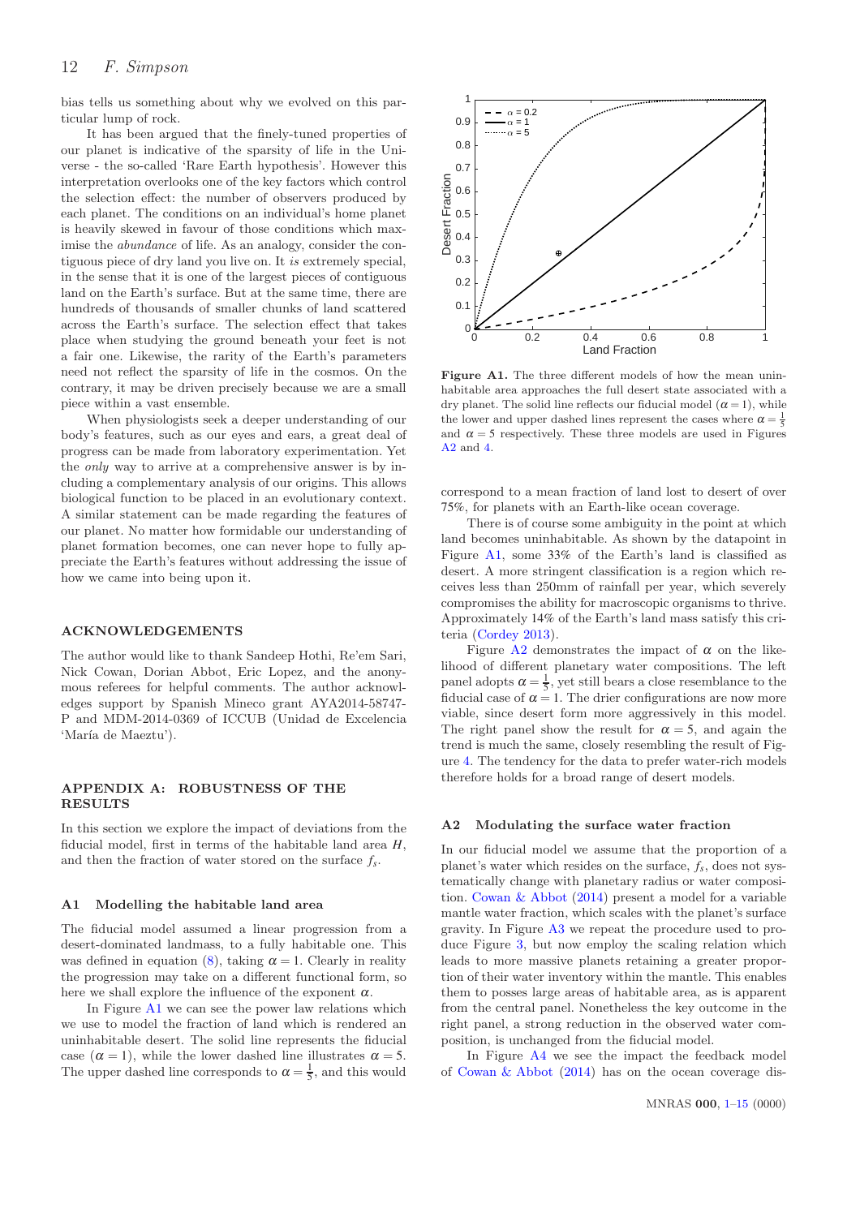bias tells us something about why we evolved on this particular lump of rock.

It has been argued that the finely-tuned properties of our planet is indicative of the sparsity of life in the Universe - the so-called 'Rare Earth hypothesis'. However this interpretation overlooks one of the key factors which control the selection effect: the number of observers produced by each planet. The conditions on an individual's home planet is heavily skewed in favour of those conditions which maximise the *abundance* of life. As an analogy, consider the contiguous piece of dry land you live on. It *is* extremely special, in the sense that it is one of the largest pieces of contiguous land on the Earth's surface. But at the same time, there are hundreds of thousands of smaller chunks of land scattered across the Earth's surface. The selection effect that takes place when studying the ground beneath your feet is not a fair one. Likewise, the rarity of the Earth's parameters need not reflect the sparsity of life in the cosmos. On the contrary, it may be driven precisely because we are a small piece within a vast ensemble.

When physiologists seek a deeper understanding of our body's features, such as our eyes and ears, a great deal of progress can be made from laboratory experimentation. Yet the *only* way to arrive at a comprehensive answer is by including a complementary analysis of our origins. This allows biological function to be placed in an evolutionary context. A similar statement can be made regarding the features of our planet. No matter how formidable our understanding of planet formation becomes, one can never hope to fully appreciate the Earth's features without addressing the issue of how we came into being upon it.

## ACKNOWLEDGEMENTS

The author would like to thank Sandeep Hothi, Re'em Sari, Nick Cowan, Dorian Abbot, Eric Lopez, and the anonymous referees for helpful comments. The author acknowledges support by Spanish Mineco grant AYA2014-58747-P and MDM-2014-0369 of ICCUB (Unidad de Excelencia 'María de Maeztu').

## APPENDIX A: ROBUSTNESS OF THE RESULTS

In this section we explore the impact of deviations from the fiducial model, first in terms of the habitable land area $H$, and then the fraction of water stored on the surface $f_s$.

### A1 Modelling the habitable land area

The fiducial model assumed a linear progression from a desert-dominated landmass, to a fully habitable one. This was defined in equation (8), taking $\alpha = 1$. Clearly in reality the progression may take on a different functional form, so here we shall explore the influence of the exponent $\alpha$.

In Figure A1 we can see the power law relations which we use to model the fraction of land which is rendered an uninhabitable desert. The solid line represents the fiducial case ($\alpha = 1$), while the lower dashed line illustrates $\alpha = 5$. The upper dashed line corresponds to $\alpha = \frac{1}{5}$, and this would correspond to a mean fraction of land lost to desert of over 75%, for planets with an Earth-like ocean coverage.

**Figure A1.** The three different models of how the mean uninhabitable area approaches the full desert state associated with a dry planet. The solid line reflects our fiducial model ($\alpha = 1$), while the lower and upper dashed lines represent the cases where $\alpha = \frac{1}{5}$ and $\alpha = 5$ respectively. These three models are used in Figures A2 and 4.

There is of course some ambiguity in the point at which land becomes uninhabitable. As shown by the datapoint in Figure A1, some 33% of the Earth's land is classified as desert. A more stringent classification is a region which receives less than 250mm of rainfall per year, which severely compromises the ability for macroscopic organisms to thrive. Approximately 14% of the Earth's land mass satisfy this criteria (Cordey 2013).

Figure A2 demonstrates the impact of $\alpha$ on the likelihood of different planetary water compositions. The left panel adopts $\alpha = \frac{1}{5}$, yet still bears a close resemblance to the fiducial case of $\alpha = 1$. The drier configurations are now more viable, since desert form more aggressively in this model. The right panel show the result for $\alpha = 5$, and again the trend is much the same, closely resembling the result of Figure 4. The tendency for the data to prefer water-rich models therefore holds for a broad range of desert models.

### A2 Modulating the surface water fraction

In our fiducial model we assume that the proportion of a planet's water which resides on the surface, $f_s$, does not systematically change with planetary radius or water composition. Cowan & Abbot (2014) present a model for a variable mantle water fraction, which scales with the planet's surface gravity. In Figure A3 we repeat the procedure used to produce Figure 3, but now employ the scaling relation which leads to more massive planets retaining a greater proportion of their water inventory within the mantle. This enables them to posses large areas of habitable area, as is apparent from the central panel. Nonetheless the key outcome in the right panel, a strong reduction in the observed water composition, is unchanged from the fiducial model.

In Figure A4 we see the impact the feedback model of Cowan & Abbot (2014) has on the ocean coverage dis-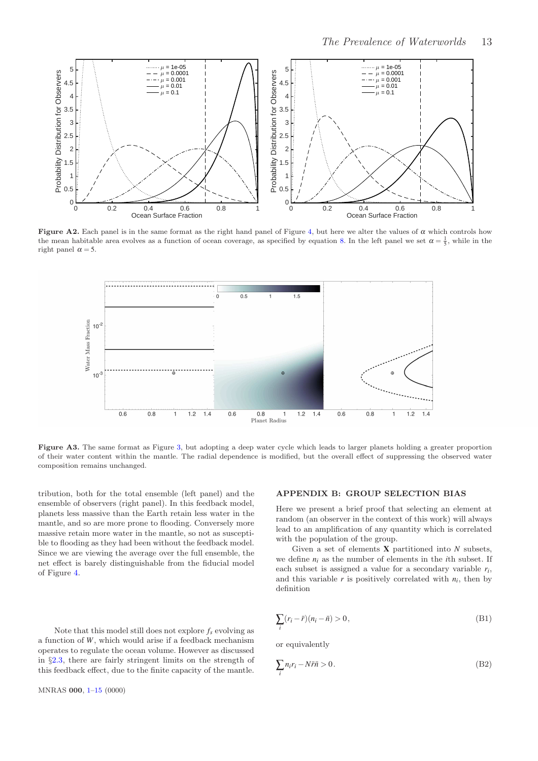**Figure A2.** Each panel is in the same format as the right hand panel of Figure 4, but here we alter the values of $\alpha$ which controls how the mean habitable area evolves as a function of ocean coverage, as specified by equation 8. In the left panel we set $\alpha = \frac{1}{5}$, while in the right panel $\alpha = 5$.

**Figure A3.** The same format as Figure 3, but adopting a deep water cycle which leads to larger planets holding a greater proportion of their water content within the mantle. The radial dependence is modified, but the overall effect of suppressing the observed water composition remains unchanged.

tribution, both for the total ensemble (left panel) and the ensemble of observers (right panel). In this feedback model, planets less massive than the Earth retain less water in the mantle, and so are more prone to flooding. Conversely more massive retain more water in the mantle, so not as susceptible to flooding as they had been without the feedback model. Since we are viewing the average over the full ensemble, the net effect is barely distinguishable from the fiducial model of Figure 4.

Note that this model still does not explore $f_s$ evolving as a function of $W$, which would arise if a feedback mechanism operates to regulate the ocean volume. However as discussed in §2.3, there are fairly stringent limits on the strength of this feedback effect, due to the finite capacity of the mantle.

## APPENDIX B: GROUP SELECTION BIAS

Here we present a brief proof that selecting an element at random (an observer in the context of this work) will always lead to an amplification of any quantity which is correlated with the population of the group.

Given a set of elements $\mathbf{X}$ partitioned into $N$ subsets, we define $n_i$ as the number of elements in the $i$th subset. If each subset is assigned a value for a secondary variable $r_i$, and this variable $r$ is positively correlated with $n_i$, then by definition

$$\sum_i (r_i - \bar{r})(n_i - \bar{n}) > 0, \tag{B1}$$

or equivalently

$$\sum_i n_i r_i - N\bar{r}\bar{n} > 0. \tag{B2}$$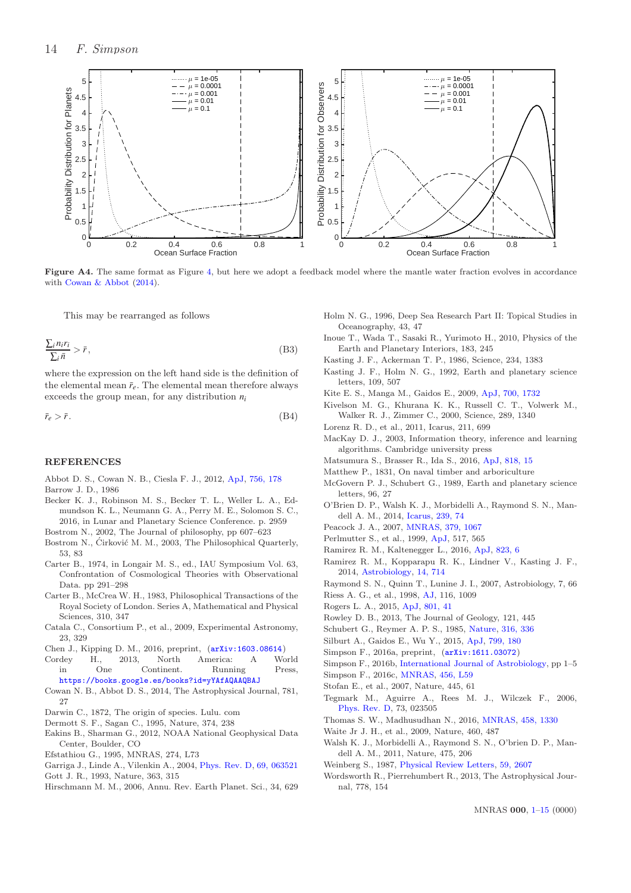**Figure A4.** The same format as Figure 4, but here we adopt a feedback model where the mantle water fraction evolves in accordance with Cowan & Abbot (2014).

This may be rearranged as follows

$$\frac{\sum_i n_i r_i}{\sum_i \bar{n}} > \bar{r}, \tag{B3}$$

where the expression on the left hand side is the definition of the elemental mean $\bar{r}_e$. The elemental mean therefore always exceeds the group mean, for any distribution $n_i$

$$\bar{r}_e > \bar{r}. \tag{B4}$$

## REFERENCES

Abbot D. S., Cowan N. B., Ciesla F. J., 2012, ApJ, 756, 178
Barrow J. D., 1986
Becker K. J., Robinson M. S., Becker T. L., Weller L. A., Edmundson K. L., Neumann G. A., Perry M. E., Solomon S. C., 2016, in Lunar and Planetary Science Conference. p. 2959
Bostrom N., 2002, The Journal of philosophy, pp 607–623
Bostrom N., Ćirković M. M., 2003, The Philosophical Quarterly, 53, 83
Carter B., 1974, in Longair M. S., ed., IAU Symposium Vol. 63, Confrontation of Cosmological Theories with Observational Data. pp 291–298
Carter B., McCrea W. H., 1983, Philosophical Transactions of the Royal Society of London. Series A, Mathematical and Physical Sciences, 310, 347
Catala C., Consortium P., et al., 2009, Experimental Astronomy, 23, 329
Chen J., Kipping D. M., 2016, preprint, (arXiv:1603.08614)
Cordey H., 2013, North America: A World in One Continent. Running Press, https://books.google.es/books?id=yYAfAQAAQBAJ
Cowan N. B., Abbot D. S., 2014, The Astrophysical Journal, 781, 27
Darwin C., 1872, The origin of species. Lulu. com
Dermott S. F., Sagan C., 1995, Nature, 374, 238
Eakins B., Sharman G., 2012, NOAA National Geophysical Data Center, Boulder, CO
Efstathiou G., 1995, MNRAS, 274, L73
Garriga J., Linde A., Vilenkin A., 2004, Phys. Rev. D, 69, 063521
Gott J. R., 1993, Nature, 363, 315
Hirschmann M. M., 2006, Annu. Rev. Earth Planet. Sci., 34, 629
Holm N. G., 1996, Deep Sea Research Part II: Topical Studies in Oceanography, 43, 47
Inoue T., Wada T., Sasaki R., Yurimoto H., 2010, Physics of the Earth and Planetary Interiors, 183, 245
Kasting J. F., Ackerman T. P., 1986, Science, 234, 1383
Kasting J. F., Holm N. G., 1992, Earth and planetary science letters, 109, 507
Kite E. S., Manga M., Gaidos E., 2009, ApJ, 700, 1732
Kivelson M. G., Khurana K. K., Russell C. T., Volwerk M., Walker R. J., Zimmer C., 2000, Science, 289, 1340
Lorenz R. D., et al., 2011, Icarus, 211, 699
MacKay D. J., 2003, Information theory, inference and learning algorithms. Cambridge university press
Matsumura S., Brasser R., Ida S., 2016, ApJ, 818, 15
Matthew P., 1831, On naval timber and arboriculture
McGovern P. J., Schubert G., 1989, Earth and planetary science letters, 96, 27
O'Brien D. P., Walsh K. J., Morbidelli A., Raymond S. N., Mandell A. M., 2014, Icarus, 239, 74
Peacock J. A., 2007, MNRAS, 379, 1067
Perlmutter S., et al., 1999, ApJ, 517, 565
Ramirez R. M., Kaltenegger L., 2016, ApJ, 823, 6
Ramirez R. M., Kopparapu R. K., Lindner V., Kasting J. F., 2014, Astrobiology, 14, 714
Raymond S. N., Quinn T., Lunine J. I., 2007, Astrobiology, 7, 66
Riess A. G., et al., 1998, AJ, 116, 1009
Rogers L. A., 2015, ApJ, 801, 41
Rowley D. B., 2013, The Journal of Geology, 121, 445
Schubert G., Reymer A. P. S., 1985, Nature, 316, 336
Silburt A., Gaidos E., Wu Y., 2015, ApJ, 799, 180
Simpson F., 2016a, preprint, (arXiv:1611.03072)
Simpson F., 2016b, International Journal of Astrobiology, pp 1–5
Simpson F., 2016c, MNRAS, 456, L59
Stofan E., et al., 2007, Nature, 445, 61
Tegmark M., Aguirre A., Rees M. J., Wilczek F., 2006, Phys. Rev. D, 73, 023505
Thomas S. W., Madhusudhan N., 2016, MNRAS, 458, 1330
Waite Jr J. H., et al., 2009, Nature, 460, 487
Walsh K. J., Morbidelli A., Raymond S. N., O'brien D. P., Mandell A. M., 2011, Nature, 475, 206
Weinberg S., 1987, Physical Review Letters, 59, 2607
Wordsworth R., Pierrehumbert R., 2013, The Astrophysical Journal, 778, 154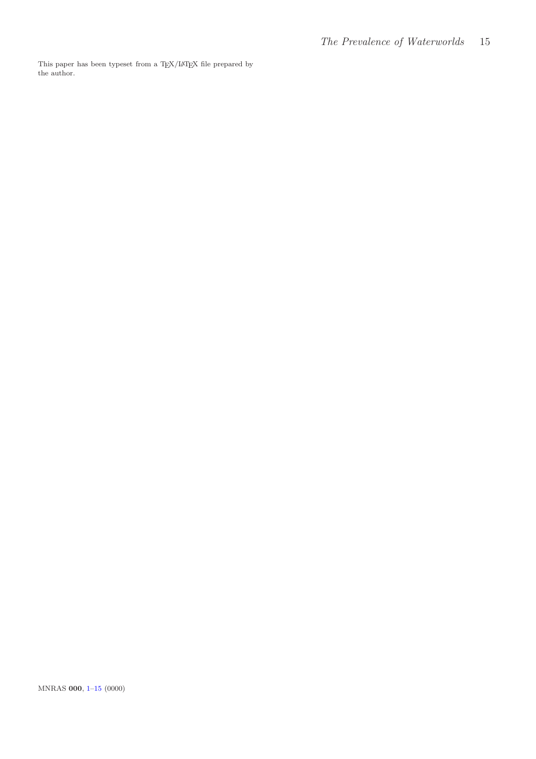This paper has been typeset from a TEX/LATEX file prepared by the author.